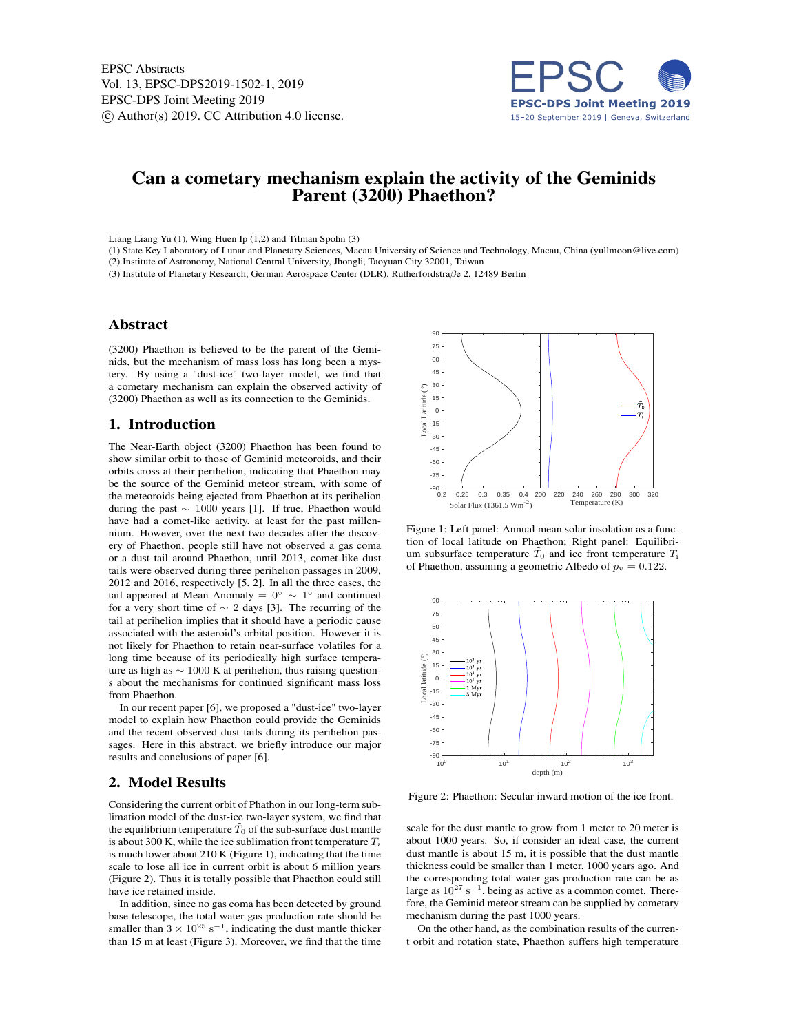# Can a cometary mechanism explain the activity of the Geminids Parent (3200) Phaethon?

Liang Liang Yu (1), Wing Huen Ip (1,2) and Tilman Spohn (3)

(1) State Key Laboratory of Lunar and Planetary Sciences, Macau University of Science and Technology, Macau, China (yullmoon@live.com)
(2) Institute of Astronomy, National Central University, Jhongli, Taoyuan City 32001, Taiwan
(3) Institute of Planetary Research, German Aerospace Center (DLR), Rutherfordstraβe 2, 12489 Berlin

## Abstract

(3200) Phaethon is believed to be the parent of the Geminids, but the mechanism of mass loss has long been a mystery. By using a "dust-ice" two-layer model, we find that a cometary mechanism can explain the observed activity of (3200) Phaethon as well as its connection to the Geminids.

## 1. Introduction

The Near-Earth object (3200) Phaethon has been found to show similar orbit to those of Geminid meteoroids, and their orbits cross at their perihelion, indicating that Phaethon may be the source of the Geminid meteor stream, with some of the meteoroids being ejected from Phaethon at its perihelion during the past $\sim$ 1000 years [1]. If true, Phaethon would have had a comet-like activity, at least for the past millennium. However, over the next two decades after the discovery of Phaethon, people still have not observed a gas coma or a dust tail around Phaethon, until 2013, comet-like dust tails were observed during three perihelion passages in 2009, 2012 and 2016, respectively [5, 2]. In all the three cases, the tail appeared at Mean Anomaly = $0^\circ \sim 1^\circ$ and continued for a very short time of $\sim$ 2 days [3]. The recurring of the tail at perihelion implies that it should have a periodic cause associated with the asteroid's orbital position. However it is not likely for Phaethon to retain near-surface volatiles for a long time because of its periodically high surface temperature as high as $\sim$ 1000 K at perihelion, thus raising questions about the mechanisms for continued significant mass loss from Phaethon.

In our recent paper [6], we proposed a "dust-ice" two-layer model to explain how Phaethon could provide the Geminids and the recent observed dust tails during its perihelion passages. Here in this abstract, we briefly introduce our major results and conclusions of paper [6].

## 2. Model Results

Considering the current orbit of Phathon in our long-term sublimation model of the dust-ice two-layer system, we find that the equilibrium temperature $\bar{T}_0$ of the sub-surface dust mantle is about 300 K, while the ice sublimation front temperature $T_i$ is much lower about 210 K (Figure 1), indicating that the time scale to lose all ice in current orbit is about 6 million years (Figure 2). Thus it is totally possible that Phaethon could still have ice retained inside.

In addition, since no gas coma has been detected by ground base telescope, the total water gas production rate should be smaller than $3 \times 10^{25}$ s$^{-1}$, indicating the dust mantle thicker than 15 m at least (Figure 3). Moreover, we find that the time

Figure 1: Left panel: Annual mean solar insolation as a function of local latitude on Phaethon; Right panel: Equilibrium subsurface temperature $\bar{T}_0$ and ice front temperature $T_i$ of Phaethon, assuming a geometric Albedo of $p_v = 0.122$.

Figure 2: Phaethon: Secular inward motion of the ice front.

scale for the dust mantle to grow from 1 meter to 20 meter is about 1000 years. So, if consider an ideal case, the current dust mantle is about 15 m, it is possible that the dust mantle thickness could be smaller than 1 meter, 1000 years ago. And the corresponding total water gas production rate can be as large as $10^{27}$ s$^{-1}$, being as active as a common comet. Therefore, the Geminid meteor stream can be supplied by cometary mechanism during the past 1000 years.

On the other hand, as the combination results of the current orbit and rotation state, Phaethon suffers high temperature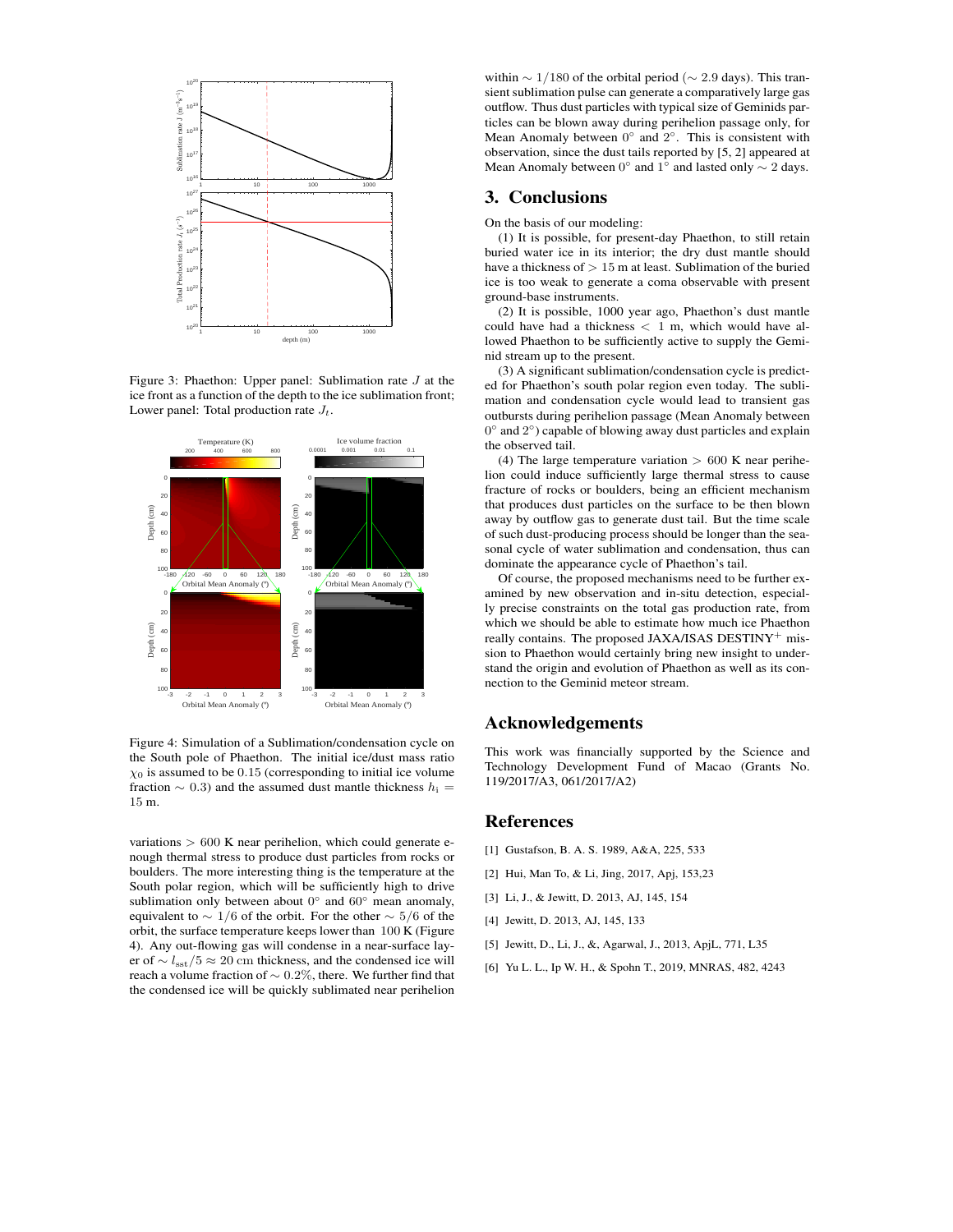Sublimation rate J ($m^{-2}s^{-1}$)

Total Production rate $J_t$ ($s^{-1}$)

depth (m)

Figure 3: Phaethon: Upper panel: Sublimation rate $J$ at the ice front as a function of the depth to the ice sublimation front; Lower panel: Total production rate $J_t$.

Temperature (K)

Ice volume fraction

Depth (cm)

Orbital Mean Anomaly (°)

Figure 4: Simulation of a Sublimation/condensation cycle on the South pole of Phaethon. The initial ice/dust mass ratio $\chi_0$ is assumed to be $0.15$ (corresponding to initial ice volume fraction $\sim 0.3$) and the assumed dust mantle thickness $h_{\rm i} = 15$ m.

variations $> 600$ K near perihelion, which could generate enough thermal stress to produce dust particles from rocks or boulders. The more interesting thing is the temperature at the South polar region, which will be sufficiently high to drive sublimation only between about $0^\circ$ and $60^\circ$ mean anomaly, equivalent to $\sim 1/6$ of the orbit. For the other $\sim 5/6$ of the orbit, the surface temperature keeps lower than $100$ K (Figure 4). Any out-flowing gas will condense in a near-surface layer of $\sim l_{\rm sst}/5 \approx 20$ cm thickness, and the condensed ice will reach a volume fraction of $\sim 0.2\%$, there. We further find that the condensed ice will be quickly sublimated near perihelion within $\sim 1/180$ of the orbital period ($\sim 2.9$ days). This transient sublimation pulse can generate a comparatively large gas outflow. Thus dust particles with typical size of Geminids particles can be blown away during perihelion passage only, for Mean Anomaly between $0^\circ$ and $2^\circ$. This is consistent with observation, since the dust tails reported by [5, 2] appeared at Mean Anomaly between $0^\circ$ and $1^\circ$ and lasted only $\sim 2$ days.

## 3. Conclusions

On the basis of our modeling:

(1) It is possible, for present-day Phaethon, to still retain buried water ice in its interior; the dry dust mantle should have a thickness of $> 15$ m at least. Sublimation of the buried ice is too weak to generate a coma observable with present ground-base instruments.

(2) It is possible, 1000 year ago, Phaethon's dust mantle could have had a thickness $< 1$ m, which would have allowed Phaethon to be sufficiently active to supply the Geminid stream up to the present.

(3) A significant sublimation/condensation cycle is predicted for Phaethon's south polar region even today. The sublimation and condensation cycle would lead to transient gas outbursts during perihelion passage (Mean Anomaly between $0^\circ$ and $2^\circ$) capable of blowing away dust particles and explain the observed tail.

(4) The large temperature variation $> 600$ K near perihelion could induce sufficiently large thermal stress to cause fracture of rocks or boulders, being an efficient mechanism that produces dust particles on the surface to be then blown away by outflow gas to generate dust tail. But the time scale of such dust-producing process should be longer than the seasonal cycle of water sublimation and condensation, thus can dominate the appearance cycle of Phaethon's tail.

Of course, the proposed mechanisms need to be further examined by new observation and in-situ detection, especially precise constraints on the total gas production rate, from which we should be able to estimate how much ice Phaethon really contains. The proposed JAXA/ISAS DESTINY$^+$ mission to Phaethon would certainly bring new insight to understand the origin and evolution of Phaethon as well as its connection to the Geminid meteor stream.

## Acknowledgements

This work was financially supported by the Science and Technology Development Fund of Macao (Grants No. 119/2017/A3, 061/2017/A2)

## References

[1] Gustafson, B. A. S. 1989, A&A, 225, 533

[2] Hui, Man To, & Li, Jing, 2017, Apj, 153,23

[3] Li, J., & Jewitt, D. 2013, AJ, 145, 154

[4] Jewitt, D. 2013, AJ, 145, 133

[5] Jewitt, D., Li, J., &, Agarwal, J., 2013, ApjL, 771, L35

[6] Yu L. L., Ip W. H., & Spohn T., 2019, MNRAS, 482, 4243